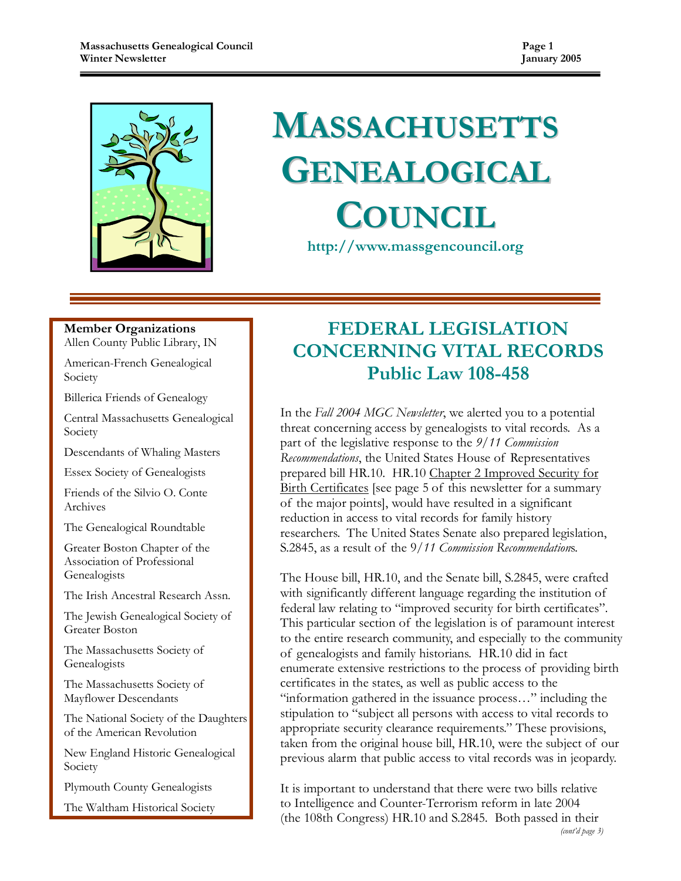# MASSACHUSETTS GENEALOGICAL COUNCIL

http://www.massgencouncil.org

**Member Organizations**

Allen County Public Library, IN

American-French Genealogical Society

Billerica Friends of Genealogy

Central Massachusetts Genealogical Society

Descendants of Whaling Masters

Essex Society of Genealogists

Friends of the Silvio O. Conte Archives

The Genealogical Roundtable

Greater Boston Chapter of the Association of Professional Genealogists

The Irish Ancestral Research Assn.

The Jewish Genealogical Society of Greater Boston

The Massachusetts Society of Genealogists

The Massachusetts Society of Mayflower Descendants

The National Society of the Daughters of the American Revolution

New England Historic Genealogical Society

Plymouth County Genealogists

The Waltham Historical Society

## FEDERAL LEGISLATION CONCERNING VITAL RECORDS
## Public Law 108-458

In the *Fall 2004 MGC Newsletter*, we alerted you to a potential threat concerning access by genealogists to vital records. As a part of the legislative response to the *9/11 Commission Recommendations*, the United States House of Representatives prepared bill HR.10. HR.10 Chapter 2 Improved Security for Birth Certificates [see page 5 of this newsletter for a summary of the major points], would have resulted in a significant reduction in access to vital records for family history researchers. The United States Senate also prepared legislation, S.2845, as a result of the 9/*11 Commission Recommendation*s.

The House bill, HR.10, and the Senate bill, S.2845, were crafted with significantly different language regarding the institution of federal law relating to "improved security for birth certificates". This particular section of the legislation is of paramount interest to the entire research community, and especially to the community of genealogists and family historians. HR.10 did in fact enumerate extensive restrictions to the process of providing birth certificates in the states, as well as public access to the "information gathered in the issuance process…" including the stipulation to "subject all persons with access to vital records to appropriate security clearance requirements." These provisions, taken from the original house bill, HR.10, were the subject of our previous alarm that public access to vital records was in jeopardy.

It is important to understand that there were two bills relative to Intelligence and Counter-Terrorism reform in late 2004 (the 108th Congress) HR.10 and S.2845. Both passed in their

*(cont'd page 3)*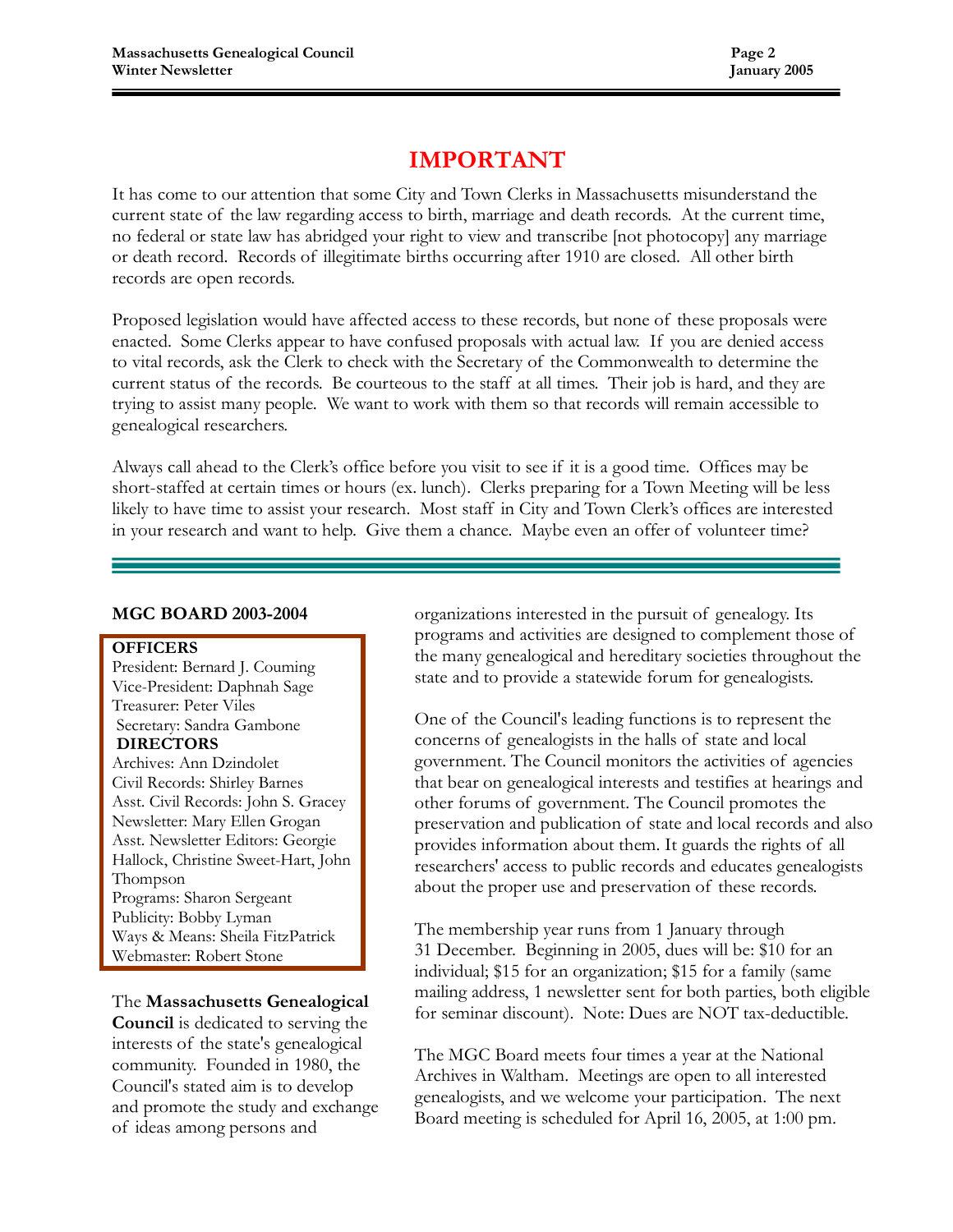# IMPORTANT

It has come to our attention that some City and Town Clerks in Massachusetts misunderstand the current state of the law regarding access to birth, marriage and death records. At the current time, no federal or state law has abridged your right to view and transcribe [not photocopy] any marriage or death record. Records of illegitimate births occurring after 1910 are closed. All other birth records are open records.

Proposed legislation would have affected access to these records, but none of these proposals were enacted. Some Clerks appear to have confused proposals with actual law. If you are denied access to vital records, ask the Clerk to check with the Secretary of the Commonwealth to determine the current status of the records. Be courteous to the staff at all times. Their job is hard, and they are trying to assist many people. We want to work with them so that records will remain accessible to genealogical researchers.

Always call ahead to the Clerk's office before you visit to see if it is a good time. Offices may be short-staffed at certain times or hours (ex. lunch). Clerks preparing for a Town Meeting will be less likely to have time to assist your research. Most staff in City and Town Clerk's offices are interested in your research and want to help. Give them a chance. Maybe even an offer of volunteer time?

---

## MGC BOARD 2003-2004

**OFFICERS**
President: Bernard J. Couming
Vice-President: Daphnah Sage
Treasurer: Peter Viles
Secretary: Sandra Gambone

**DIRECTORS**
Archives: Ann Dzindolet
Civil Records: Shirley Barnes
Asst. Civil Records: John S. Gracey
Newsletter: Mary Ellen Grogan
Asst. Newsletter Editors: Georgie Hallock, Christine Sweet-Hart, John Thompson
Programs: Sharon Sergeant
Publicity: Bobby Lyman
Ways & Means: Sheila FitzPatrick
Webmaster: Robert Stone

The **Massachusetts Genealogical Council** is dedicated to serving the interests of the state's genealogical community. Founded in 1980, the Council's stated aim is to develop and promote the study and exchange of ideas among persons and organizations interested in the pursuit of genealogy. Its programs and activities are designed to complement those of the many genealogical and hereditary societies throughout the state and to provide a statewide forum for genealogists.

One of the Council's leading functions is to represent the concerns of genealogists in the halls of state and local government. The Council monitors the activities of agencies that bear on genealogical interests and testifies at hearings and other forums of government. The Council promotes the preservation and publication of state and local records and also provides information about them. It guards the rights of all researchers' access to public records and educates genealogists about the proper use and preservation of these records.

The membership year runs from 1 January through 31 December. Beginning in 2005, dues will be: $10 for an individual; $15 for an organization; $15 for a family (same mailing address, 1 newsletter sent for both parties, both eligible for seminar discount). Note: Dues are NOT tax-deductible.

The MGC Board meets four times a year at the National Archives in Waltham. Meetings are open to all interested genealogists, and we welcome your participation. The next Board meeting is scheduled for April 16, 2005, at 1:00 pm.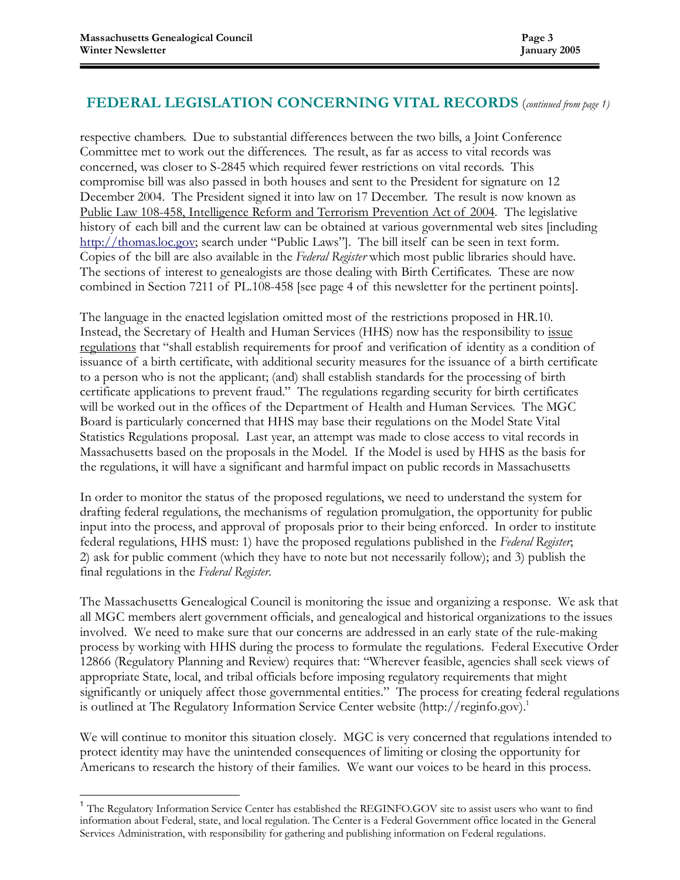## FEDERAL LEGISLATION CONCERNING VITAL RECORDS (*continued from page 1)*

respective chambers. Due to substantial differences between the two bills, a Joint Conference Committee met to work out the differences. The result, as far as access to vital records was concerned, was closer to S-2845 which required fewer restrictions on vital records. This compromise bill was also passed in both houses and sent to the President for signature on 12 December 2004. The President signed it into law on 17 December. The result is now known as Public Law 108-458, Intelligence Reform and Terrorism Prevention Act of 2004. The legislative history of each bill and the current law can be obtained at various governmental web sites [including http://thomas.loc.gov; search under "Public Laws"]. The bill itself can be seen in text form. Copies of the bill are also available in the *Federal Register* which most public libraries should have. The sections of interest to genealogists are those dealing with Birth Certificates. These are now combined in Section 7211 of PL.108-458 [see page 4 of this newsletter for the pertinent points].

The language in the enacted legislation omitted most of the restrictions proposed in HR.10. Instead, the Secretary of Health and Human Services (HHS) now has the responsibility to issue regulations that "shall establish requirements for proof and verification of identity as a condition of issuance of a birth certificate, with additional security measures for the issuance of a birth certificate to a person who is not the applicant; (and) shall establish standards for the processing of birth certificate applications to prevent fraud." The regulations regarding security for birth certificates will be worked out in the offices of the Department of Health and Human Services. The MGC Board is particularly concerned that HHS may base their regulations on the Model State Vital Statistics Regulations proposal. Last year, an attempt was made to close access to vital records in Massachusetts based on the proposals in the Model. If the Model is used by HHS as the basis for the regulations, it will have a significant and harmful impact on public records in Massachusetts

In order to monitor the status of the proposed regulations, we need to understand the system for drafting federal regulations, the mechanisms of regulation promulgation, the opportunity for public input into the process, and approval of proposals prior to their being enforced. In order to institute federal regulations, HHS must: 1) have the proposed regulations published in the *Federal Register*; 2) ask for public comment (which they have to note but not necessarily follow); and 3) publish the final regulations in the *Federal Register*.

The Massachusetts Genealogical Council is monitoring the issue and organizing a response. We ask that all MGC members alert government officials, and genealogical and historical organizations to the issues involved. We need to make sure that our concerns are addressed in an early state of the rule-making process by working with HHS during the process to formulate the regulations. Federal Executive Order 12866 (Regulatory Planning and Review) requires that: "Wherever feasible, agencies shall seek views of appropriate State, local, and tribal officials before imposing regulatory requirements that might significantly or uniquely affect those governmental entities." The process for creating federal regulations is outlined at The Regulatory Information Service Center website (http://reginfo.gov).[1]

We will continue to monitor this situation closely. MGC is very concerned that regulations intended to protect identity may have the unintended consequences of limiting or closing the opportunity for Americans to research the history of their families. We want our voices to be heard in this process.

---

[1] The Regulatory Information Service Center has established the REGINFO.GOV site to assist users who want to find information about Federal, state, and local regulation. The Center is a Federal Government office located in the General Services Administration, with responsibility for gathering and publishing information on Federal regulations.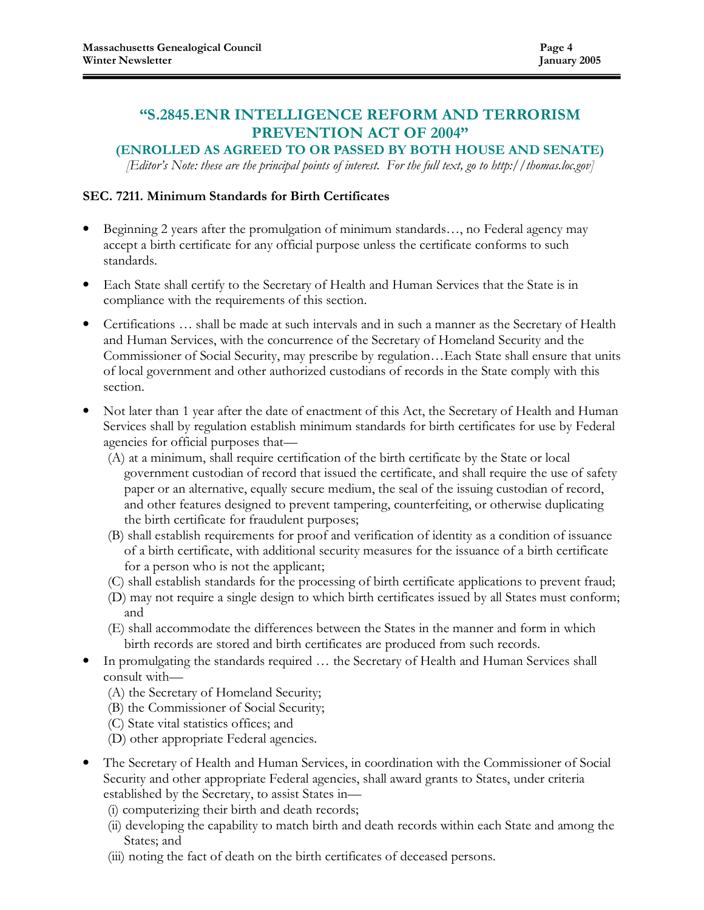## "S.2845.ENR INTELLIGENCE REFORM AND TERRORISM PREVENTION ACT OF 2004"

### (ENROLLED AS AGREED TO OR PASSED BY BOTH HOUSE AND SENATE)

*[Editor's Note: these are the principal points of interest. For the full text, go to http://thomas.loc.gov]*

**SEC. 7211. Minimum Standards for Birth Certificates**

- Beginning 2 years after the promulgation of minimum standards…, no Federal agency may accept a birth certificate for any official purpose unless the certificate conforms to such standards.
- Each State shall certify to the Secretary of Health and Human Services that the State is in compliance with the requirements of this section.
- Certifications … shall be made at such intervals and in such a manner as the Secretary of Health and Human Services, with the concurrence of the Secretary of Homeland Security and the Commissioner of Social Security, may prescribe by regulation…Each State shall ensure that units of local government and other authorized custodians of records in the State comply with this section.
- Not later than 1 year after the date of enactment of this Act, the Secretary of Health and Human Services shall by regulation establish minimum standards for birth certificates for use by Federal agencies for official purposes that—
  - (A) at a minimum, shall require certification of the birth certificate by the State or local government custodian of record that issued the certificate, and shall require the use of safety paper or an alternative, equally secure medium, the seal of the issuing custodian of record, and other features designed to prevent tampering, counterfeiting, or otherwise duplicating the birth certificate for fraudulent purposes;
  - (B) shall establish requirements for proof and verification of identity as a condition of issuance of a birth certificate, with additional security measures for the issuance of a birth certificate for a person who is not the applicant;
  - (C) shall establish standards for the processing of birth certificate applications to prevent fraud;
  - (D) may not require a single design to which birth certificates issued by all States must conform; and
  - (E) shall accommodate the differences between the States in the manner and form in which birth records are stored and birth certificates are produced from such records.
- In promulgating the standards required … the Secretary of Health and Human Services shall consult with—
  - (A) the Secretary of Homeland Security;
  - (B) the Commissioner of Social Security;
  - (C) State vital statistics offices; and
  - (D) other appropriate Federal agencies.
- The Secretary of Health and Human Services, in coordination with the Commissioner of Social Security and other appropriate Federal agencies, shall award grants to States, under criteria established by the Secretary, to assist States in—
  - (i) computerizing their birth and death records;
  - (ii) developing the capability to match birth and death records within each State and among the States; and
  - (iii) noting the fact of death on the birth certificates of deceased persons.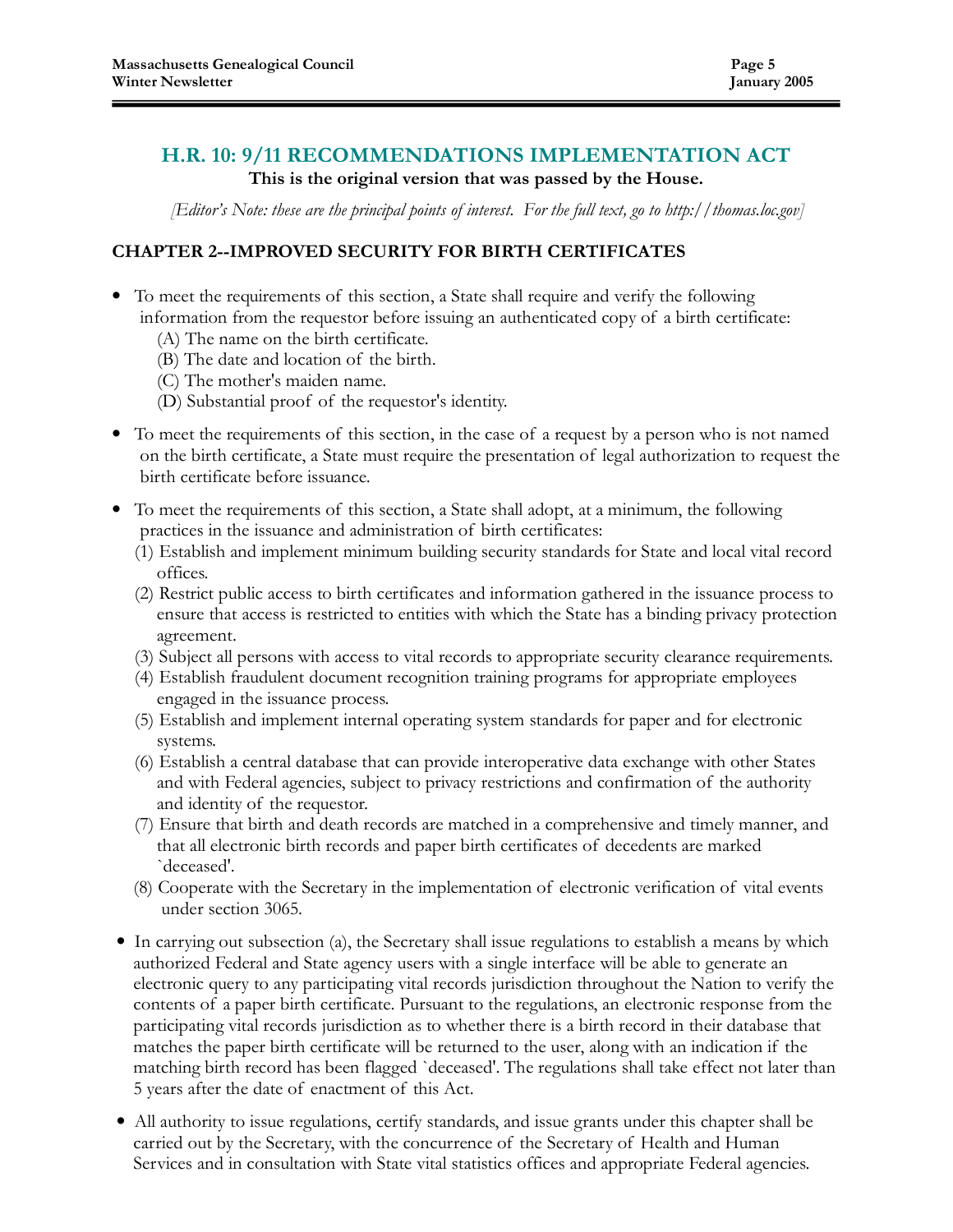## H.R. 10: 9/11 RECOMMENDATIONS IMPLEMENTATION ACT

**This is the original version that was passed by the House.**

*[Editor's Note: these are the principal points of interest. For the full text, go to http://thomas.loc.gov]*

### CHAPTER 2--IMPROVED SECURITY FOR BIRTH CERTIFICATES

- To meet the requirements of this section, a State shall require and verify the following information from the requestor before issuing an authenticated copy of a birth certificate:
  - (A) The name on the birth certificate.
  - (B) The date and location of the birth.
  - (C) The mother's maiden name.
  - (D) Substantial proof of the requestor's identity.
- To meet the requirements of this section, in the case of a request by a person who is not named on the birth certificate, a State must require the presentation of legal authorization to request the birth certificate before issuance.
- To meet the requirements of this section, a State shall adopt, at a minimum, the following practices in the issuance and administration of birth certificates:
  - (1) Establish and implement minimum building security standards for State and local vital record offices.
  - (2) Restrict public access to birth certificates and information gathered in the issuance process to ensure that access is restricted to entities with which the State has a binding privacy protection agreement.
  - (3) Subject all persons with access to vital records to appropriate security clearance requirements.
  - (4) Establish fraudulent document recognition training programs for appropriate employees engaged in the issuance process.
  - (5) Establish and implement internal operating system standards for paper and for electronic systems.
  - (6) Establish a central database that can provide interoperative data exchange with other States and with Federal agencies, subject to privacy restrictions and confirmation of the authority and identity of the requestor.
  - (7) Ensure that birth and death records are matched in a comprehensive and timely manner, and that all electronic birth records and paper birth certificates of decedents are marked `deceased'.
  - (8) Cooperate with the Secretary in the implementation of electronic verification of vital events under section 3065.
- In carrying out subsection (a), the Secretary shall issue regulations to establish a means by which authorized Federal and State agency users with a single interface will be able to generate an electronic query to any participating vital records jurisdiction throughout the Nation to verify the contents of a paper birth certificate. Pursuant to the regulations, an electronic response from the participating vital records jurisdiction as to whether there is a birth record in their database that matches the paper birth certificate will be returned to the user, along with an indication if the matching birth record has been flagged `deceased'. The regulations shall take effect not later than 5 years after the date of enactment of this Act.
- All authority to issue regulations, certify standards, and issue grants under this chapter shall be carried out by the Secretary, with the concurrence of the Secretary of Health and Human Services and in consultation with State vital statistics offices and appropriate Federal agencies.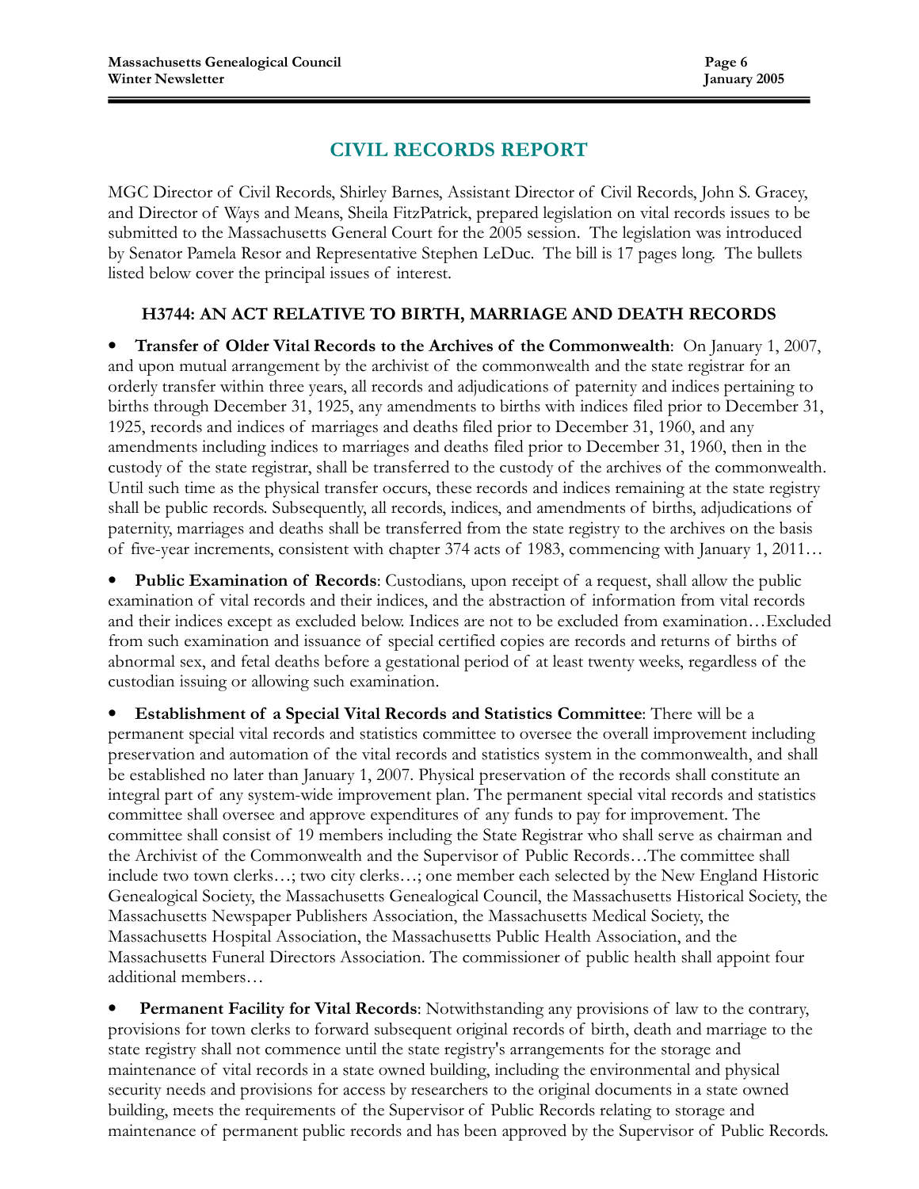## CIVIL RECORDS REPORT

MGC Director of Civil Records, Shirley Barnes, Assistant Director of Civil Records, John S. Gracey, and Director of Ways and Means, Sheila FitzPatrick, prepared legislation on vital records issues to be submitted to the Massachusetts General Court for the 2005 session. The legislation was introduced by Senator Pamela Resor and Representative Stephen LeDuc. The bill is 17 pages long. The bullets listed below cover the principal issues of interest.

### H3744: AN ACT RELATIVE TO BIRTH, MARRIAGE AND DEATH RECORDS

- **Transfer of Older Vital Records to the Archives of the Commonwealth**: On January 1, 2007, and upon mutual arrangement by the archivist of the commonwealth and the state registrar for an orderly transfer within three years, all records and adjudications of paternity and indices pertaining to births through December 31, 1925, any amendments to births with indices filed prior to December 31, 1925, records and indices of marriages and deaths filed prior to December 31, 1960, and any amendments including indices to marriages and deaths filed prior to December 31, 1960, then in the custody of the state registrar, shall be transferred to the custody of the archives of the commonwealth. Until such time as the physical transfer occurs, these records and indices remaining at the state registry shall be public records. Subsequently, all records, indices, and amendments of births, adjudications of paternity, marriages and deaths shall be transferred from the state registry to the archives on the basis of five-year increments, consistent with chapter 374 acts of 1983, commencing with January 1, 2011…

- **Public Examination of Records**: Custodians, upon receipt of a request, shall allow the public examination of vital records and their indices, and the abstraction of information from vital records and their indices except as excluded below. Indices are not to be excluded from examination…Excluded from such examination and issuance of special certified copies are records and returns of births of abnormal sex, and fetal deaths before a gestational period of at least twenty weeks, regardless of the custodian issuing or allowing such examination.

- **Establishment of a Special Vital Records and Statistics Committee**: There will be a permanent special vital records and statistics committee to oversee the overall improvement including preservation and automation of the vital records and statistics system in the commonwealth, and shall be established no later than January 1, 2007. Physical preservation of the records shall constitute an integral part of any system-wide improvement plan. The permanent special vital records and statistics committee shall oversee and approve expenditures of any funds to pay for improvement. The committee shall consist of 19 members including the State Registrar who shall serve as chairman and the Archivist of the Commonwealth and the Supervisor of Public Records…The committee shall include two town clerks…; two city clerks…; one member each selected by the New England Historic Genealogical Society, the Massachusetts Genealogical Council, the Massachusetts Historical Society, the Massachusetts Newspaper Publishers Association, the Massachusetts Medical Society, the Massachusetts Hospital Association, the Massachusetts Public Health Association, and the Massachusetts Funeral Directors Association. The commissioner of public health shall appoint four additional members…

- **Permanent Facility for Vital Records**: Notwithstanding any provisions of law to the contrary, provisions for town clerks to forward subsequent original records of birth, death and marriage to the state registry shall not commence until the state registry's arrangements for the storage and maintenance of vital records in a state owned building, including the environmental and physical security needs and provisions for access by researchers to the original documents in a state owned building, meets the requirements of the Supervisor of Public Records relating to storage and maintenance of permanent public records and has been approved by the Supervisor of Public Records.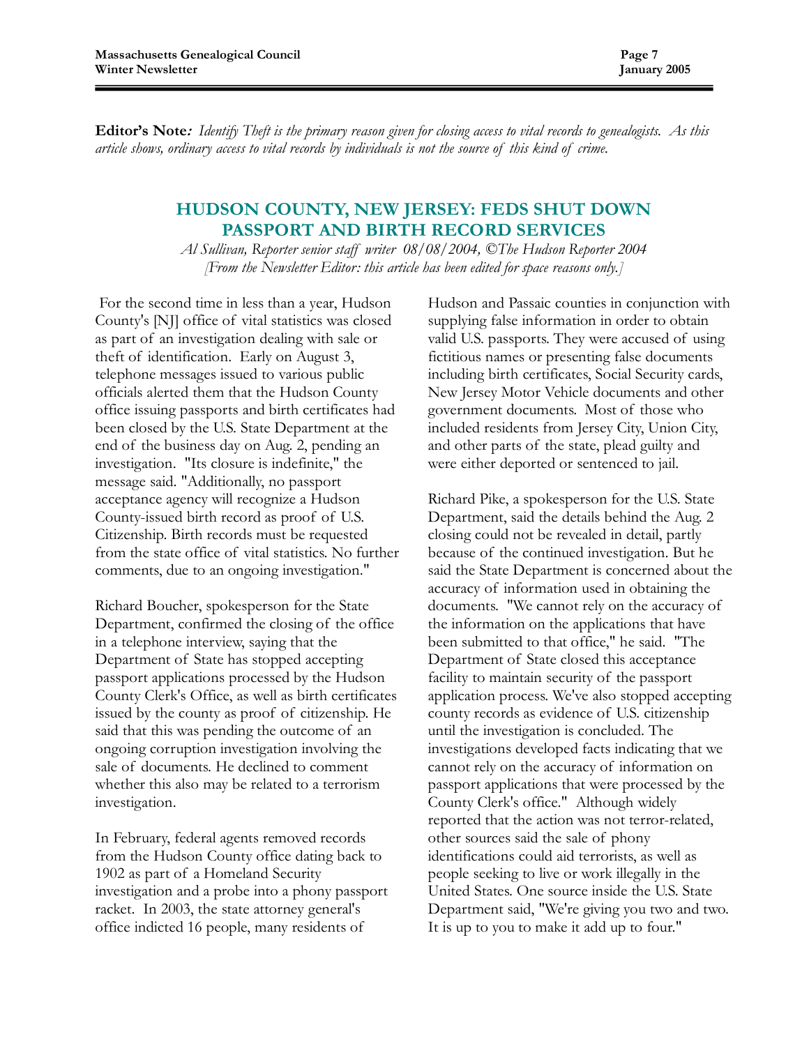**Editor's Note***: Identify Theft is the primary reason given for closing access to vital records to genealogists. As this article shows, ordinary access to vital records by individuals is not the source of this kind of crime.*

## HUDSON COUNTY, NEW JERSEY: FEDS SHUT DOWN PASSPORT AND BIRTH RECORD SERVICES

*Al Sullivan, Reporter senior staff writer 08/08/2004, ©The Hudson Reporter 2004*
*[From the Newsletter Editor: this article has been edited for space reasons only.]*

For the second time in less than a year, Hudson County's [NJ] office of vital statistics was closed as part of an investigation dealing with sale or theft of identification. Early on August 3, telephone messages issued to various public officials alerted them that the Hudson County office issuing passports and birth certificates had been closed by the U.S. State Department at the end of the business day on Aug. 2, pending an investigation. "Its closure is indefinite," the message said. "Additionally, no passport acceptance agency will recognize a Hudson County-issued birth record as proof of U.S. Citizenship. Birth records must be requested from the state office of vital statistics. No further comments, due to an ongoing investigation."

Richard Boucher, spokesperson for the State Department, confirmed the closing of the office in a telephone interview, saying that the Department of State has stopped accepting passport applications processed by the Hudson County Clerk's Office, as well as birth certificates issued by the county as proof of citizenship. He said that this was pending the outcome of an ongoing corruption investigation involving the sale of documents. He declined to comment whether this also may be related to a terrorism investigation.

In February, federal agents removed records from the Hudson County office dating back to 1902 as part of a Homeland Security investigation and a probe into a phony passport racket. In 2003, the state attorney general's office indicted 16 people, many residents of Hudson and Passaic counties in conjunction with supplying false information in order to obtain valid U.S. passports. They were accused of using fictitious names or presenting false documents including birth certificates, Social Security cards, New Jersey Motor Vehicle documents and other government documents. Most of those who included residents from Jersey City, Union City, and other parts of the state, plead guilty and were either deported or sentenced to jail.

Richard Pike, a spokesperson for the U.S. State Department, said the details behind the Aug. 2 closing could not be revealed in detail, partly because of the continued investigation. But he said the State Department is concerned about the accuracy of information used in obtaining the documents. "We cannot rely on the accuracy of the information on the applications that have been submitted to that office," he said. "The Department of State closed this acceptance facility to maintain security of the passport application process. We've also stopped accepting county records as evidence of U.S. citizenship until the investigation is concluded. The investigations developed facts indicating that we cannot rely on the accuracy of information on passport applications that were processed by the County Clerk's office." Although widely reported that the action was not terror-related, other sources said the sale of phony identifications could aid terrorists, as well as people seeking to live or work illegally in the United States. One source inside the U.S. State Department said, "We're giving you two and two. It is up to you to make it add up to four."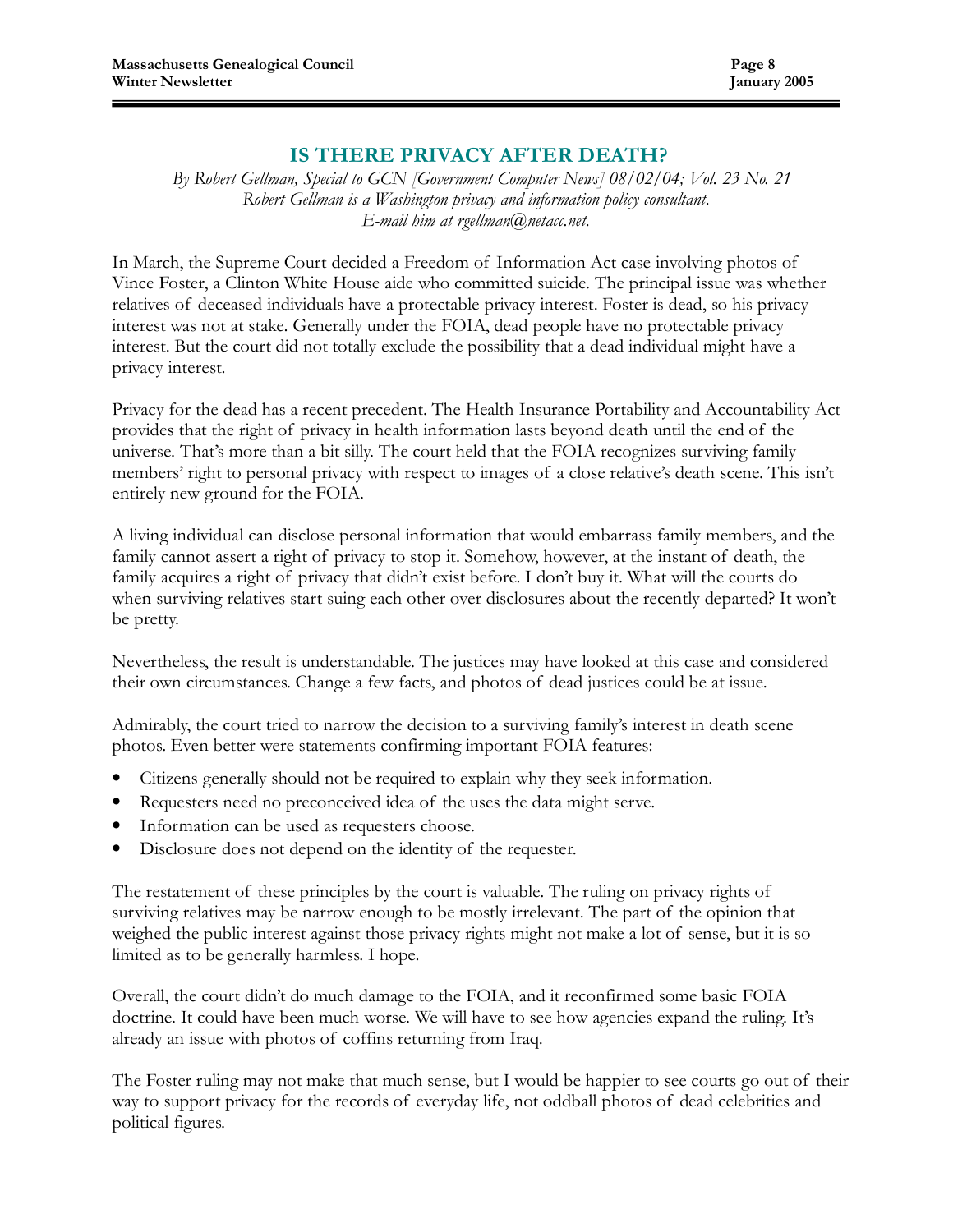# IS THERE PRIVACY AFTER DEATH?

*By Robert Gellman, Special to GCN [Government Computer News] 08/02/04; Vol. 23 No. 21*
*Robert Gellman is a Washington privacy and information policy consultant.*
*E-mail him at rgellman@netacc.net.*

In March, the Supreme Court decided a Freedom of Information Act case involving photos of Vince Foster, a Clinton White House aide who committed suicide. The principal issue was whether relatives of deceased individuals have a protectable privacy interest. Foster is dead, so his privacy interest was not at stake. Generally under the FOIA, dead people have no protectable privacy interest. But the court did not totally exclude the possibility that a dead individual might have a privacy interest.

Privacy for the dead has a recent precedent. The Health Insurance Portability and Accountability Act provides that the right of privacy in health information lasts beyond death until the end of the universe. That's more than a bit silly. The court held that the FOIA recognizes surviving family members' right to personal privacy with respect to images of a close relative's death scene. This isn't entirely new ground for the FOIA.

A living individual can disclose personal information that would embarrass family members, and the family cannot assert a right of privacy to stop it. Somehow, however, at the instant of death, the family acquires a right of privacy that didn't exist before. I don't buy it. What will the courts do when surviving relatives start suing each other over disclosures about the recently departed? It won't be pretty.

Nevertheless, the result is understandable. The justices may have looked at this case and considered their own circumstances. Change a few facts, and photos of dead justices could be at issue.

Admirably, the court tried to narrow the decision to a surviving family's interest in death scene photos. Even better were statements confirming important FOIA features:

- Citizens generally should not be required to explain why they seek information.
- Requesters need no preconceived idea of the uses the data might serve.
- Information can be used as requesters choose.
- Disclosure does not depend on the identity of the requester.

The restatement of these principles by the court is valuable. The ruling on privacy rights of surviving relatives may be narrow enough to be mostly irrelevant. The part of the opinion that weighed the public interest against those privacy rights might not make a lot of sense, but it is so limited as to be generally harmless. I hope.

Overall, the court didn't do much damage to the FOIA, and it reconfirmed some basic FOIA doctrine. It could have been much worse. We will have to see how agencies expand the ruling. It's already an issue with photos of coffins returning from Iraq.

The Foster ruling may not make that much sense, but I would be happier to see courts go out of their way to support privacy for the records of everyday life, not oddball photos of dead celebrities and political figures.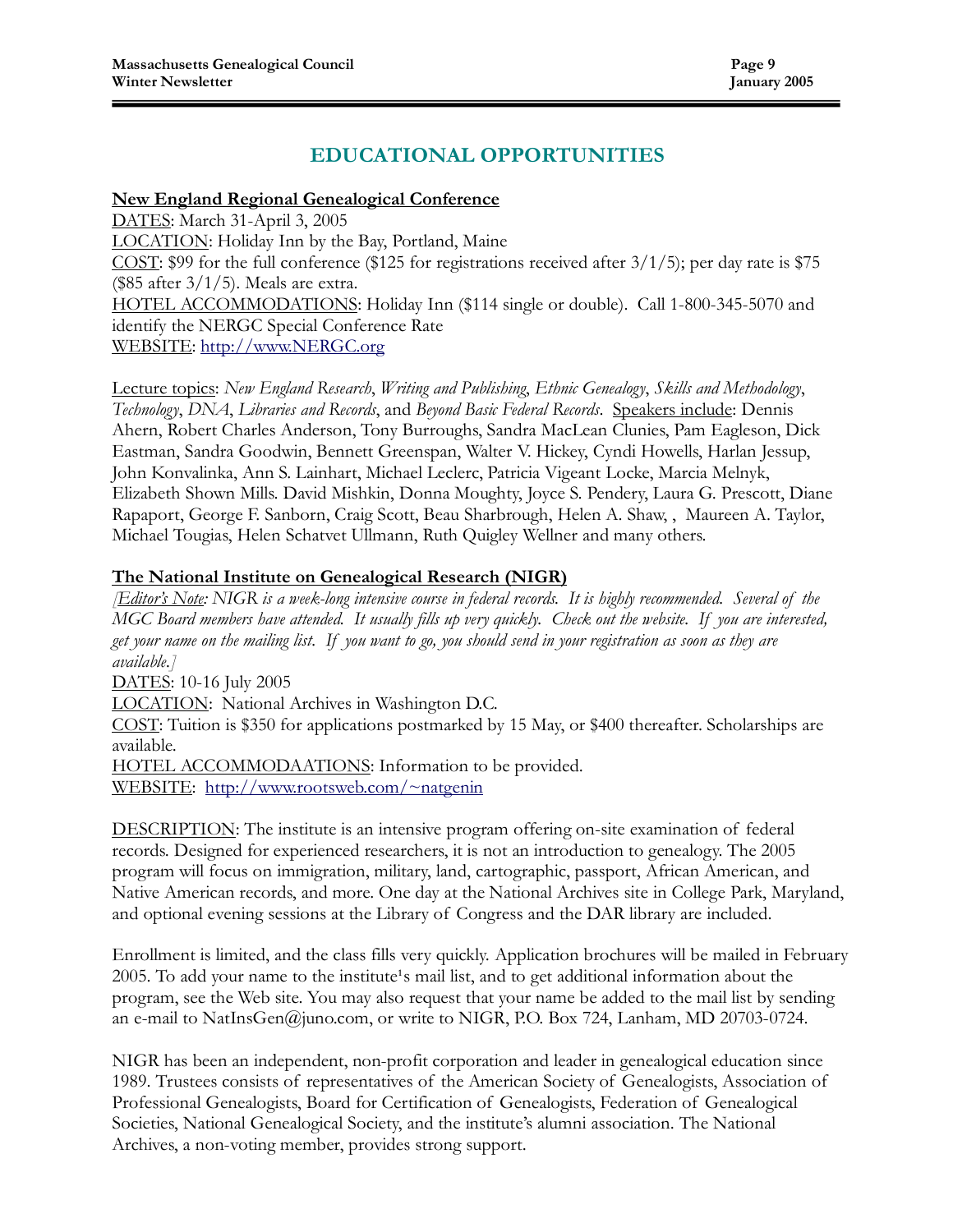# EDUCATIONAL OPPORTUNITIES

**New England Regional Genealogical Conference**

DATES: March 31-April 3, 2005
LOCATION: Holiday Inn by the Bay, Portland, Maine
COST: $99 for the full conference ($125 for registrations received after 3/1/5); per day rate is $75 ($85 after 3/1/5). Meals are extra.
HOTEL ACCOMMODATIONS: Holiday Inn ($114 single or double). Call 1-800-345-5070 and identify the NERGC Special Conference Rate
WEBSITE: http://www.NERGC.org

Lecture topics: *New England Research*, *Writing and Publishing*, *Ethnic Genealogy*, *Skills and Methodology*, *Technology*, *DNA*, *Libraries and Records*, and *Beyond Basic Federal Records*. Speakers include: Dennis Ahern, Robert Charles Anderson, Tony Burroughs, Sandra MacLean Clunies, Pam Eagleson, Dick Eastman, Sandra Goodwin, Bennett Greenspan, Walter V. Hickey, Cyndi Howells, Harlan Jessup, John Konvalinka, Ann S. Lainhart, Michael Leclerc, Patricia Vigeant Locke, Marcia Melnyk, Elizabeth Shown Mills. David Mishkin, Donna Moughty, Joyce S. Pendery, Laura G. Prescott, Diane Rapaport, George F. Sanborn, Craig Scott, Beau Sharbrough, Helen A. Shaw, , Maureen A. Taylor, Michael Tougias, Helen Schatvet Ullmann, Ruth Quigley Wellner and many others.

**The National Institute on Genealogical Research (NIGR)**

*[Editor's Note: NIGR is a week-long intensive course in federal records. It is highly recommended. Several of the MGC Board members have attended. It usually fills up very quickly. Check out the website. If you are interested, get your name on the mailing list. If you want to go, you should send in your registration as soon as they are available.]*

DATES: 10-16 July 2005
LOCATION: National Archives in Washington D.C.
COST: Tuition is $350 for applications postmarked by 15 May, or $400 thereafter. Scholarships are available.
HOTEL ACCOMMODAATIONS: Information to be provided.
WEBSITE: http://www.rootsweb.com/~natgenin

DESCRIPTION: The institute is an intensive program offering on-site examination of federal records. Designed for experienced researchers, it is not an introduction to genealogy. The 2005 program will focus on immigration, military, land, cartographic, passport, African American, and Native American records, and more. One day at the National Archives site in College Park, Maryland, and optional evening sessions at the Library of Congress and the DAR library are included.

Enrollment is limited, and the class fills very quickly. Application brochures will be mailed in February 2005. To add your name to the institute¹s mail list, and to get additional information about the program, see the Web site. You may also request that your name be added to the mail list by sending an e-mail to NatInsGen@juno.com, or write to NIGR, P.O. Box 724, Lanham, MD 20703-0724.

NIGR has been an independent, non-profit corporation and leader in genealogical education since 1989. Trustees consists of representatives of the American Society of Genealogists, Association of Professional Genealogists, Board for Certification of Genealogists, Federation of Genealogical Societies, National Genealogical Society, and the institute's alumni association. The National Archives, a non-voting member, provides strong support.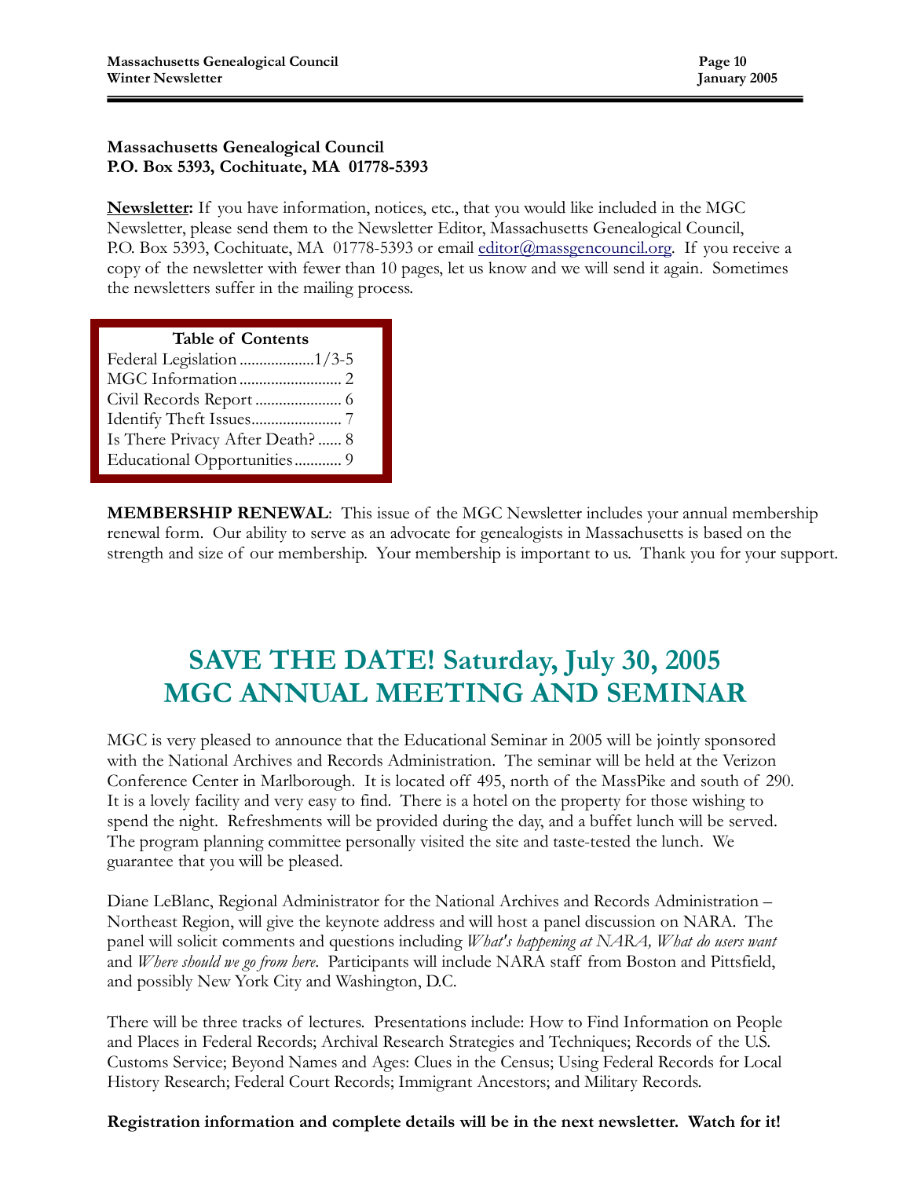**Massachusetts Genealogical Council**
**P.O. Box 5393, Cochituate, MA 01778-5393**

**Newsletter:** If you have information, notices, etc., that you would like included in the MGC Newsletter, please send them to the Newsletter Editor, Massachusetts Genealogical Council, P.O. Box 5393, Cochituate, MA 01778-5393 or email editor@massgencouncil.org. If you receive a copy of the newsletter with fewer than 10 pages, let us know and we will send it again. Sometimes the newsletters suffer in the mailing process.

| Table of Contents | |
|---|---|
| Federal Legislation | 1/3-5 |
| MGC Information | 2 |
| Civil Records Report | 6 |
| Identify Theft Issues | 7 |
| Is There Privacy After Death? | 8 |
| Educational Opportunities | 9 |

**MEMBERSHIP RENEWAL**: This issue of the MGC Newsletter includes your annual membership renewal form. Our ability to serve as an advocate for genealogists in Massachusetts is based on the strength and size of our membership. Your membership is important to us. Thank you for your support.

# SAVE THE DATE! Saturday, July 30, 2005
# MGC ANNUAL MEETING AND SEMINAR

MGC is very pleased to announce that the Educational Seminar in 2005 will be jointly sponsored with the National Archives and Records Administration. The seminar will be held at the Verizon Conference Center in Marlborough. It is located off 495, north of the MassPike and south of 290. It is a lovely facility and very easy to find. There is a hotel on the property for those wishing to spend the night. Refreshments will be provided during the day, and a buffet lunch will be served. The program planning committee personally visited the site and taste-tested the lunch. We guarantee that you will be pleased.

Diane LeBlanc, Regional Administrator for the National Archives and Records Administration – Northeast Region, will give the keynote address and will host a panel discussion on NARA. The panel will solicit comments and questions including *What's happening at NARA, What do users want* and *Where should we go from here*. Participants will include NARA staff from Boston and Pittsfield, and possibly New York City and Washington, D.C.

There will be three tracks of lectures. Presentations include: How to Find Information on People and Places in Federal Records; Archival Research Strategies and Techniques; Records of the U.S. Customs Service; Beyond Names and Ages: Clues in the Census; Using Federal Records for Local History Research; Federal Court Records; Immigrant Ancestors; and Military Records.

**Registration information and complete details will be in the next newsletter. Watch for it!**